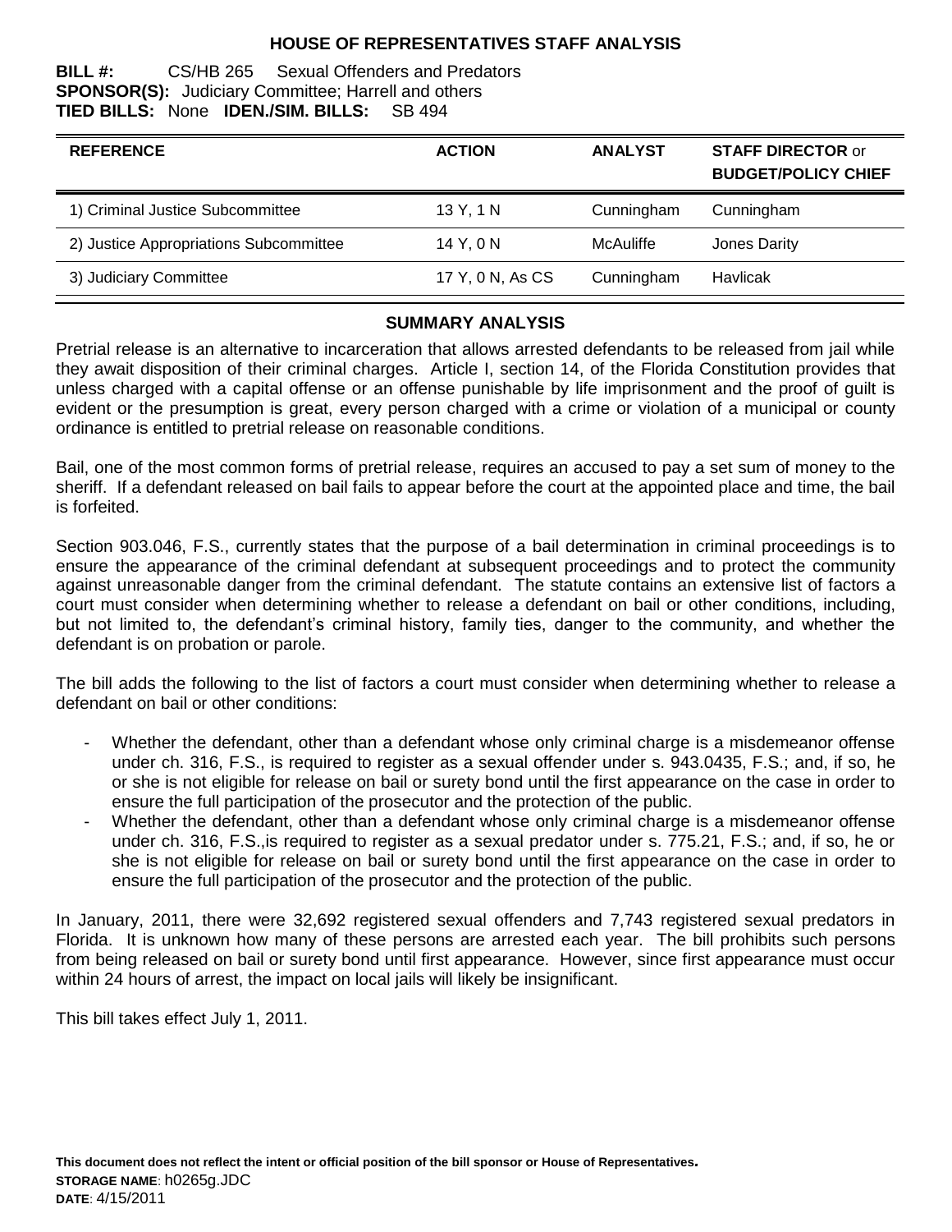# HOUSE OF REPRESENTATIVES STAFF ANALYSIS

**BILL #:** CS/HB 265 Sexual Offenders and Predators
**SPONSOR(S):** Judiciary Committee; Harrell and others
**TIED BILLS:** None **IDEN./SIM. BILLS:** SB 494

| REFERENCE | ACTION | ANALYST | STAFF DIRECTOR or BUDGET/POLICY CHIEF |
|---|---|---|---|
| 1) Criminal Justice Subcommittee | 13 Y, 1 N | Cunningham | Cunningham |
| 2) Justice Appropriations Subcommittee | 14 Y, 0 N | McAuliffe | Jones Darity |
| 3) Judiciary Committee | 17 Y, 0 N, As CS | Cunningham | Havlicak |

## SUMMARY ANALYSIS

Pretrial release is an alternative to incarceration that allows arrested defendants to be released from jail while they await disposition of their criminal charges. Article I, section 14, of the Florida Constitution provides that unless charged with a capital offense or an offense punishable by life imprisonment and the proof of guilt is evident or the presumption is great, every person charged with a crime or violation of a municipal or county ordinance is entitled to pretrial release on reasonable conditions.

Bail, one of the most common forms of pretrial release, requires an accused to pay a set sum of money to the sheriff. If a defendant released on bail fails to appear before the court at the appointed place and time, the bail is forfeited.

Section 903.046, F.S., currently states that the purpose of a bail determination in criminal proceedings is to ensure the appearance of the criminal defendant at subsequent proceedings and to protect the community against unreasonable danger from the criminal defendant. The statute contains an extensive list of factors a court must consider when determining whether to release a defendant on bail or other conditions, including, but not limited to, the defendant's criminal history, family ties, danger to the community, and whether the defendant is on probation or parole.

The bill adds the following to the list of factors a court must consider when determining whether to release a defendant on bail or other conditions:

- Whether the defendant, other than a defendant whose only criminal charge is a misdemeanor offense under ch. 316, F.S., is required to register as a sexual offender under s. 943.0435, F.S.; and, if so, he or she is not eligible for release on bail or surety bond until the first appearance on the case in order to ensure the full participation of the prosecutor and the protection of the public.
- Whether the defendant, other than a defendant whose only criminal charge is a misdemeanor offense under ch. 316, F.S.,is required to register as a sexual predator under s. 775.21, F.S.; and, if so, he or she is not eligible for release on bail or surety bond until the first appearance on the case in order to ensure the full participation of the prosecutor and the protection of the public.

In January, 2011, there were 32,692 registered sexual offenders and 7,743 registered sexual predators in Florida. It is unknown how many of these persons are arrested each year. The bill prohibits such persons from being released on bail or surety bond until first appearance. However, since first appearance must occur within 24 hours of arrest, the impact on local jails will likely be insignificant.

This bill takes effect July 1, 2011.

**This document does not reflect the intent or official position of the bill sponsor or House of Representatives.**
**STORAGE NAME**: h0265g.JDC
**DATE**: 4/15/2011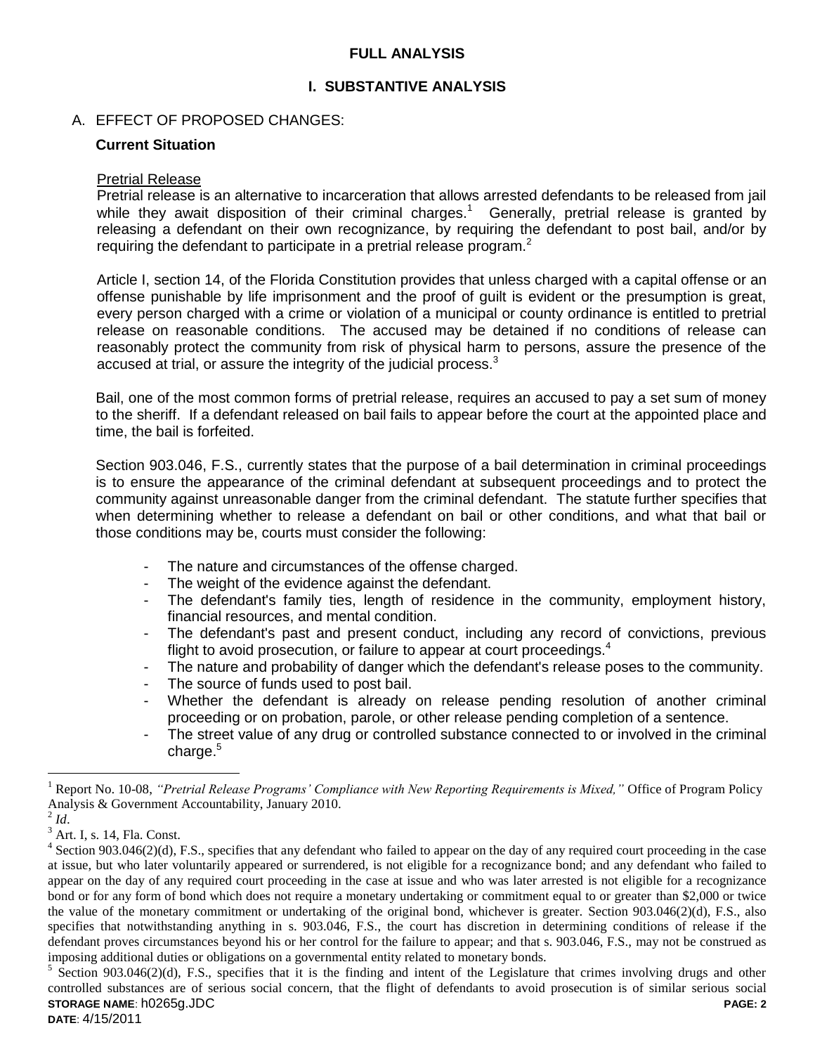## FULL ANALYSIS

### I. SUBSTANTIVE ANALYSIS

A. EFFECT OF PROPOSED CHANGES:

**Current Situation**

Pretrial Release

Pretrial release is an alternative to incarceration that allows arrested defendants to be released from jail while they await disposition of their criminal charges.[1] Generally, pretrial release is granted by releasing a defendant on their own recognizance, by requiring the defendant to post bail, and/or by requiring the defendant to participate in a pretrial release program.[2]

Article I, section 14, of the Florida Constitution provides that unless charged with a capital offense or an offense punishable by life imprisonment and the proof of guilt is evident or the presumption is great, every person charged with a crime or violation of a municipal or county ordinance is entitled to pretrial release on reasonable conditions. The accused may be detained if no conditions of release can reasonably protect the community from risk of physical harm to persons, assure the presence of the accused at trial, or assure the integrity of the judicial process.[3]

Bail, one of the most common forms of pretrial release, requires an accused to pay a set sum of money to the sheriff. If a defendant released on bail fails to appear before the court at the appointed place and time, the bail is forfeited.

Section 903.046, F.S., currently states that the purpose of a bail determination in criminal proceedings is to ensure the appearance of the criminal defendant at subsequent proceedings and to protect the community against unreasonable danger from the criminal defendant. The statute further specifies that when determining whether to release a defendant on bail or other conditions, and what that bail or those conditions may be, courts must consider the following:

- The nature and circumstances of the offense charged.
- The weight of the evidence against the defendant.
- The defendant's family ties, length of residence in the community, employment history, financial resources, and mental condition.
- The defendant's past and present conduct, including any record of convictions, previous flight to avoid prosecution, or failure to appear at court proceedings.[4]
- The nature and probability of danger which the defendant's release poses to the community.
- The source of funds used to post bail.
- Whether the defendant is already on release pending resolution of another criminal proceeding or on probation, parole, or other release pending completion of a sentence.
- The street value of any drug or controlled substance connected to or involved in the criminal charge.[5]

---

[1] Report No. 10-08, *"Pretrial Release Programs' Compliance with New Reporting Requirements is Mixed,"* Office of Program Policy Analysis & Government Accountability, January 2010.

[2] *Id*.

[3] Art. I, s. 14, Fla. Const.

[4] Section 903.046(2)(d), F.S., specifies that any defendant who failed to appear on the day of any required court proceeding in the case at issue, but who later voluntarily appeared or surrendered, is not eligible for a recognizance bond; and any defendant who failed to appear on the day of any required court proceeding in the case at issue and who was later arrested is not eligible for a recognizance bond or for any form of bond which does not require a monetary undertaking or commitment equal to or greater than $2,000 or twice the value of the monetary commitment or undertaking of the original bond, whichever is greater. Section 903.046(2)(d), F.S., also specifies that notwithstanding anything in s. 903.046, F.S., the court has discretion in determining conditions of release if the defendant proves circumstances beyond his or her control for the failure to appear; and that s. 903.046, F.S., may not be construed as imposing additional duties or obligations on a governmental entity related to monetary bonds.

[5] Section 903.046(2)(d), F.S., specifies that it is the finding and intent of the Legislature that crimes involving drugs and other controlled substances are of serious social concern, that the flight of defendants to avoid prosecution is of similar serious social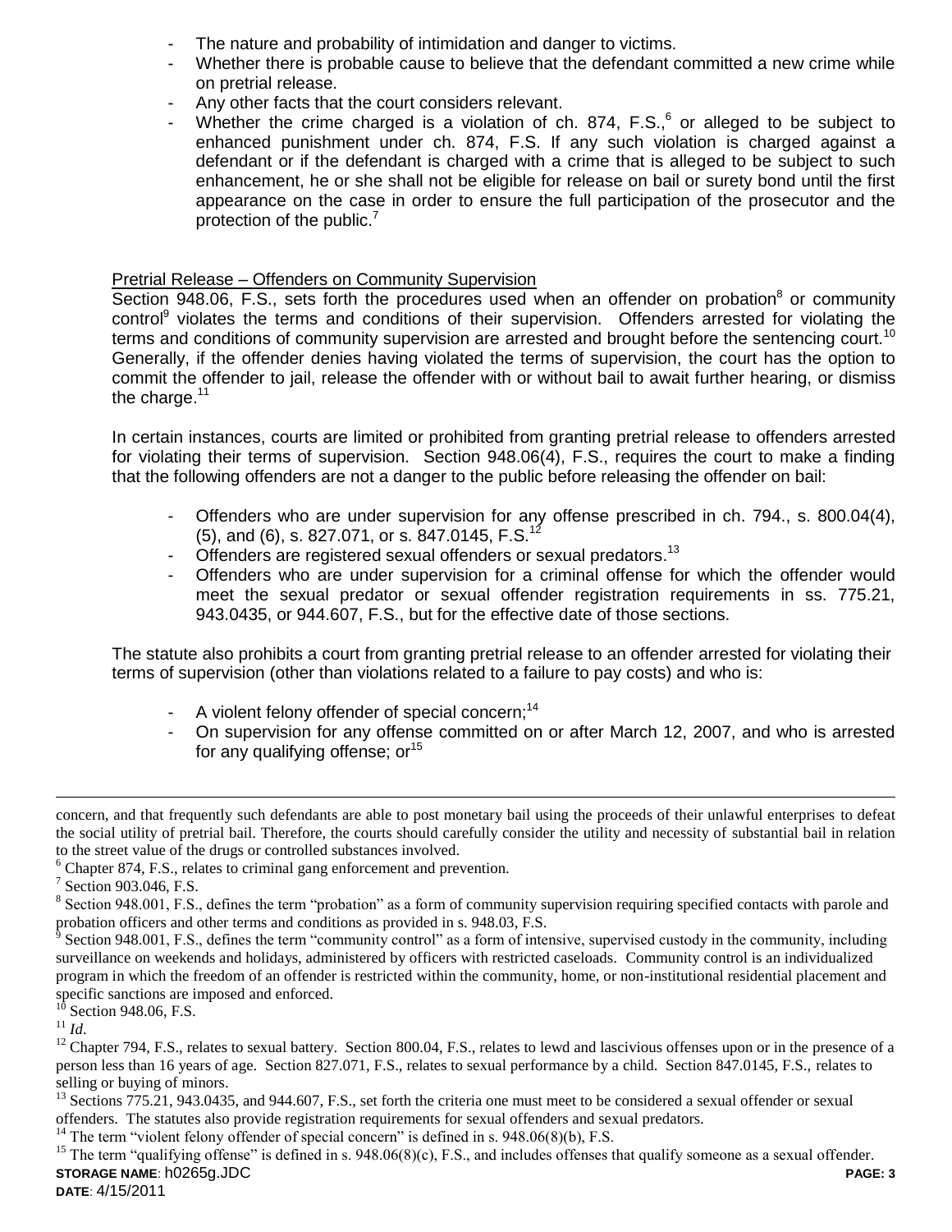- The nature and probability of intimidation and danger to victims.
- Whether there is probable cause to believe that the defendant committed a new crime while on pretrial release.
- Any other facts that the court considers relevant.
- Whether the crime charged is a violation of ch. 874, F.S.,[6] or alleged to be subject to enhanced punishment under ch. 874, F.S. If any such violation is charged against a defendant or if the defendant is charged with a crime that is alleged to be subject to such enhancement, he or she shall not be eligible for release on bail or surety bond until the first appearance on the case in order to ensure the full participation of the prosecutor and the protection of the public.[7]

Pretrial Release – Offenders on Community Supervision

Section 948.06, F.S., sets forth the procedures used when an offender on probation[8] or community control[9] violates the terms and conditions of their supervision. Offenders arrested for violating the terms and conditions of community supervision are arrested and brought before the sentencing court.[10] Generally, if the offender denies having violated the terms of supervision, the court has the option to commit the offender to jail, release the offender with or without bail to await further hearing, or dismiss the charge.[11]

In certain instances, courts are limited or prohibited from granting pretrial release to offenders arrested for violating their terms of supervision. Section 948.06(4), F.S., requires the court to make a finding that the following offenders are not a danger to the public before releasing the offender on bail:

- Offenders who are under supervision for any offense prescribed in ch. 794., s. 800.04(4), (5), and (6), s. 827.071, or s. 847.0145, F.S.[12]
- Offenders are registered sexual offenders or sexual predators.[13]
- Offenders who are under supervision for a criminal offense for which the offender would meet the sexual predator or sexual offender registration requirements in ss. 775.21, 943.0435, or 944.607, F.S., but for the effective date of those sections.

The statute also prohibits a court from granting pretrial release to an offender arrested for violating their terms of supervision (other than violations related to a failure to pay costs) and who is:

- A violent felony offender of special concern;[14]
- On supervision for any offense committed on or after March 12, 2007, and who is arrested for any qualifying offense; or[15]

---

concern, and that frequently such defendants are able to post monetary bail using the proceeds of their unlawful enterprises to defeat the social utility of pretrial bail. Therefore, the courts should carefully consider the utility and necessity of substantial bail in relation to the street value of the drugs or controlled substances involved.

[6] Chapter 874, F.S., relates to criminal gang enforcement and prevention.

[7] Section 903.046, F.S.

[8] Section 948.001, F.S., defines the term "probation" as a form of community supervision requiring specified contacts with parole and probation officers and other terms and conditions as provided in s. 948.03, F.S.

[9] Section 948.001, F.S., defines the term "community control" as a form of intensive, supervised custody in the community, including surveillance on weekends and holidays, administered by officers with restricted caseloads. Community control is an individualized program in which the freedom of an offender is restricted within the community, home, or non-institutional residential placement and specific sanctions are imposed and enforced.

[10] Section 948.06, F.S.

[11] *Id.*

[12] Chapter 794, F.S., relates to sexual battery. Section 800.04, F.S., relates to lewd and lascivious offenses upon or in the presence of a person less than 16 years of age. Section 827.071, F.S., relates to sexual performance by a child. Section 847.0145, F.S., relates to selling or buying of minors.

[13] Sections 775.21, 943.0435, and 944.607, F.S., set forth the criteria one must meet to be considered a sexual offender or sexual offenders. The statutes also provide registration requirements for sexual offenders and sexual predators.

[14] The term "violent felony offender of special concern" is defined in s. 948.06(8)(b), F.S.

[15] The term "qualifying offense" is defined in s. 948.06(8)(c), F.S., and includes offenses that qualify someone as a sexual offender.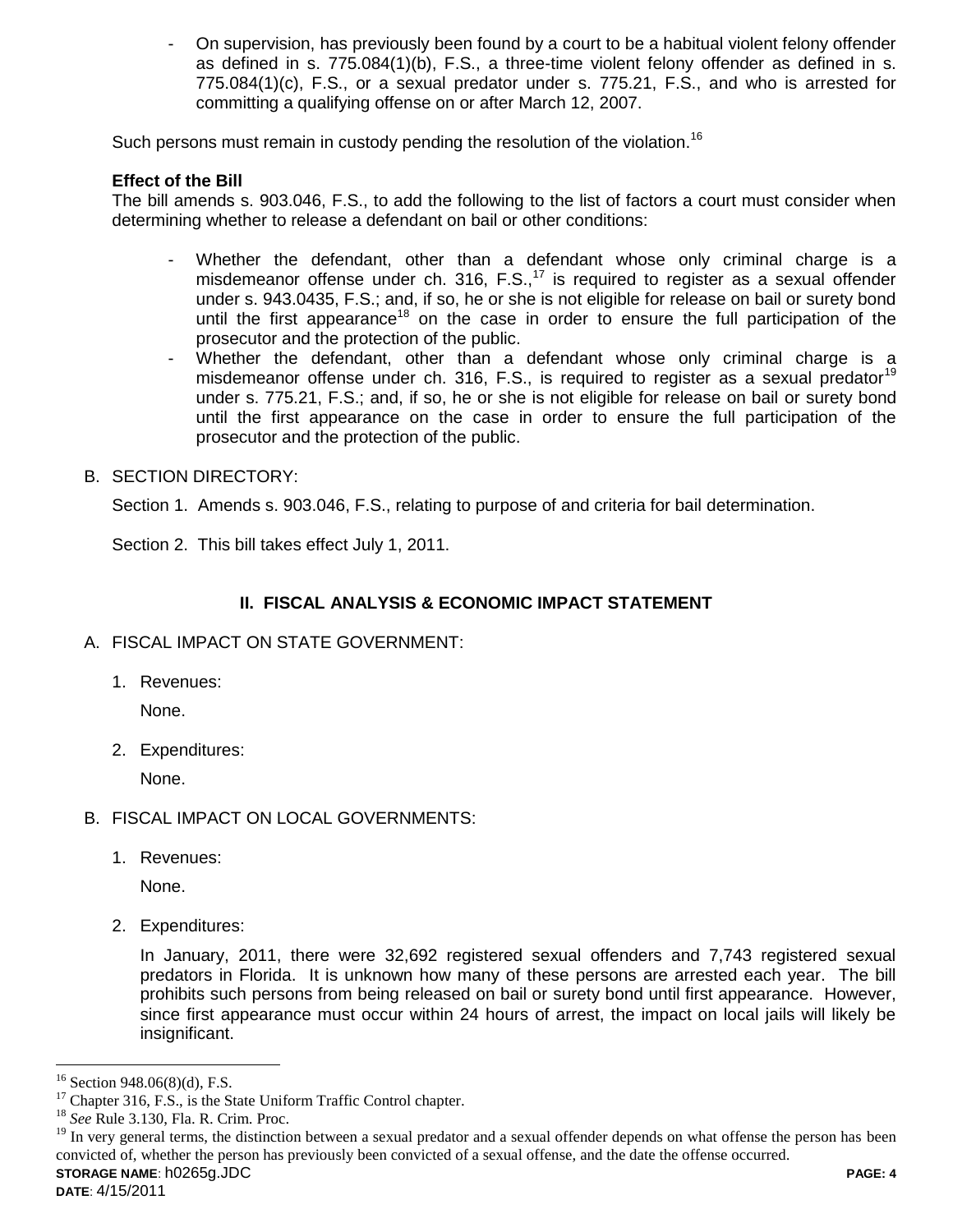- On supervision, has previously been found by a court to be a habitual violent felony offender as defined in s. 775.084(1)(b), F.S., a three-time violent felony offender as defined in s. 775.084(1)(c), F.S., or a sexual predator under s. 775.21, F.S., and who is arrested for committing a qualifying offense on or after March 12, 2007.

Such persons must remain in custody pending the resolution of the violation.[16]

**Effect of the Bill**

The bill amends s. 903.046, F.S., to add the following to the list of factors a court must consider when determining whether to release a defendant on bail or other conditions:

- Whether the defendant, other than a defendant whose only criminal charge is a misdemeanor offense under ch. 316, F.S.,[17] is required to register as a sexual offender under s. 943.0435, F.S.; and, if so, he or she is not eligible for release on bail or surety bond until the first appearance[18] on the case in order to ensure the full participation of the prosecutor and the protection of the public.
- Whether the defendant, other than a defendant whose only criminal charge is a misdemeanor offense under ch. 316, F.S., is required to register as a sexual predator[19] under s. 775.21, F.S.; and, if so, he or she is not eligible for release on bail or surety bond until the first appearance on the case in order to ensure the full participation of the prosecutor and the protection of the public.

B. SECTION DIRECTORY:

Section 1. Amends s. 903.046, F.S., relating to purpose of and criteria for bail determination.

Section 2. This bill takes effect July 1, 2011.

## II. FISCAL ANALYSIS & ECONOMIC IMPACT STATEMENT

A. FISCAL IMPACT ON STATE GOVERNMENT:

1. Revenues:

   None.

2. Expenditures:

   None.

B. FISCAL IMPACT ON LOCAL GOVERNMENTS:

1. Revenues:

   None.

2. Expenditures:

   In January, 2011, there were 32,692 registered sexual offenders and 7,743 registered sexual predators in Florida. It is unknown how many of these persons are arrested each year. The bill prohibits such persons from being released on bail or surety bond until first appearance. However, since first appearance must occur within 24 hours of arrest, the impact on local jails will likely be insignificant.

---

[16] Section 948.06(8)(d), F.S.

[17] Chapter 316, F.S., is the State Uniform Traffic Control chapter.

[18] *See* Rule 3.130, Fla. R. Crim. Proc.

[19] In very general terms, the distinction between a sexual predator and a sexual offender depends on what offense the person has been convicted of, whether the person has previously been convicted of a sexual offense, and the date the offense occurred.

**STORAGE NAME**: h0265g.JDC
**DATE**: 4/15/2011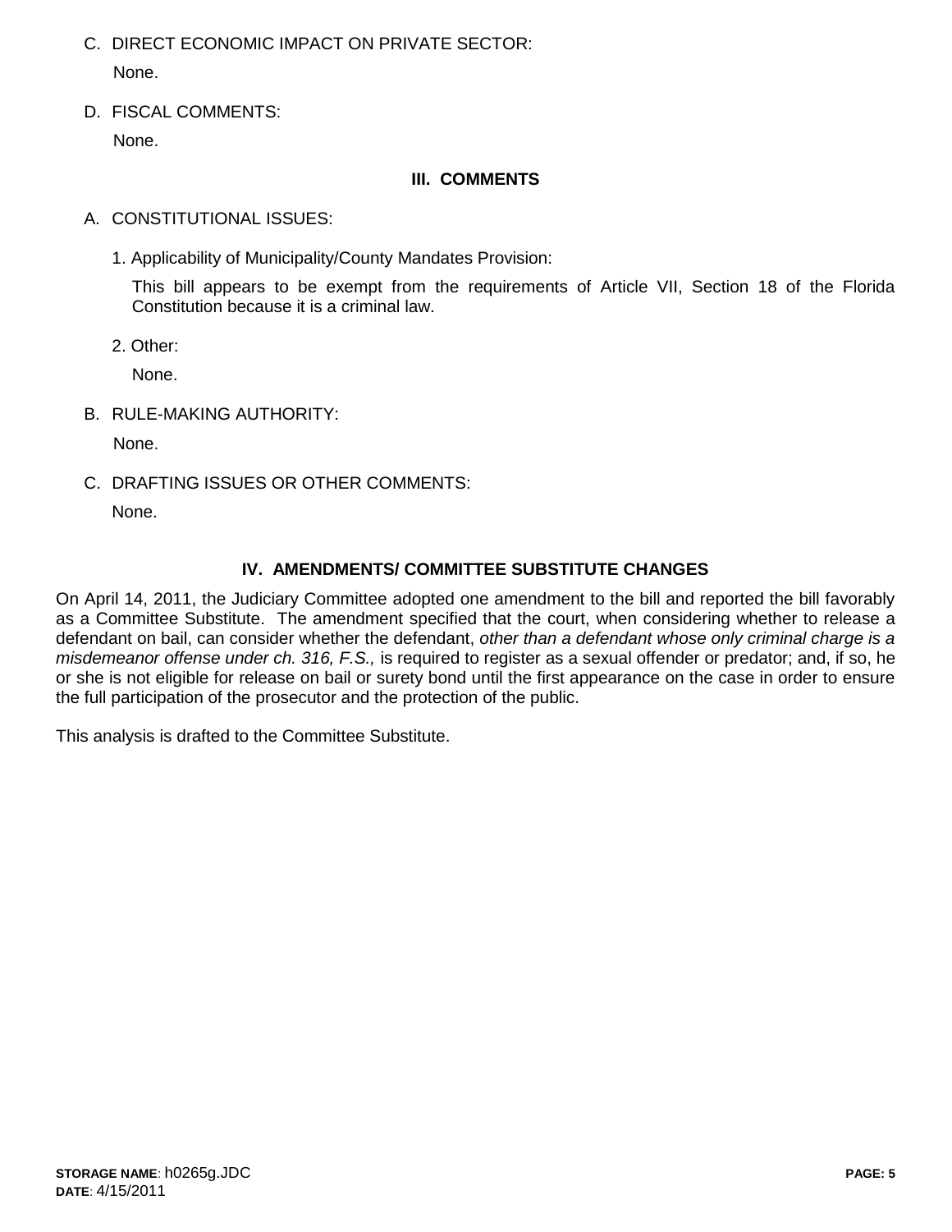C. DIRECT ECONOMIC IMPACT ON PRIVATE SECTOR:

None.

D. FISCAL COMMENTS:

None.

## III. COMMENTS

A. CONSTITUTIONAL ISSUES:

1. Applicability of Municipality/County Mandates Provision:

This bill appears to be exempt from the requirements of Article VII, Section 18 of the Florida Constitution because it is a criminal law.

2. Other:

None.

B. RULE-MAKING AUTHORITY:

None.

C. DRAFTING ISSUES OR OTHER COMMENTS:

None.

## IV. AMENDMENTS/ COMMITTEE SUBSTITUTE CHANGES

On April 14, 2011, the Judiciary Committee adopted one amendment to the bill and reported the bill favorably as a Committee Substitute. The amendment specified that the court, when considering whether to release a defendant on bail, can consider whether the defendant, *other than a defendant whose only criminal charge is a misdemeanor offense under ch. 316, F.S.,* is required to register as a sexual offender or predator; and, if so, he or she is not eligible for release on bail or surety bond until the first appearance on the case in order to ensure the full participation of the prosecutor and the protection of the public.

This analysis is drafted to the Committee Substitute.